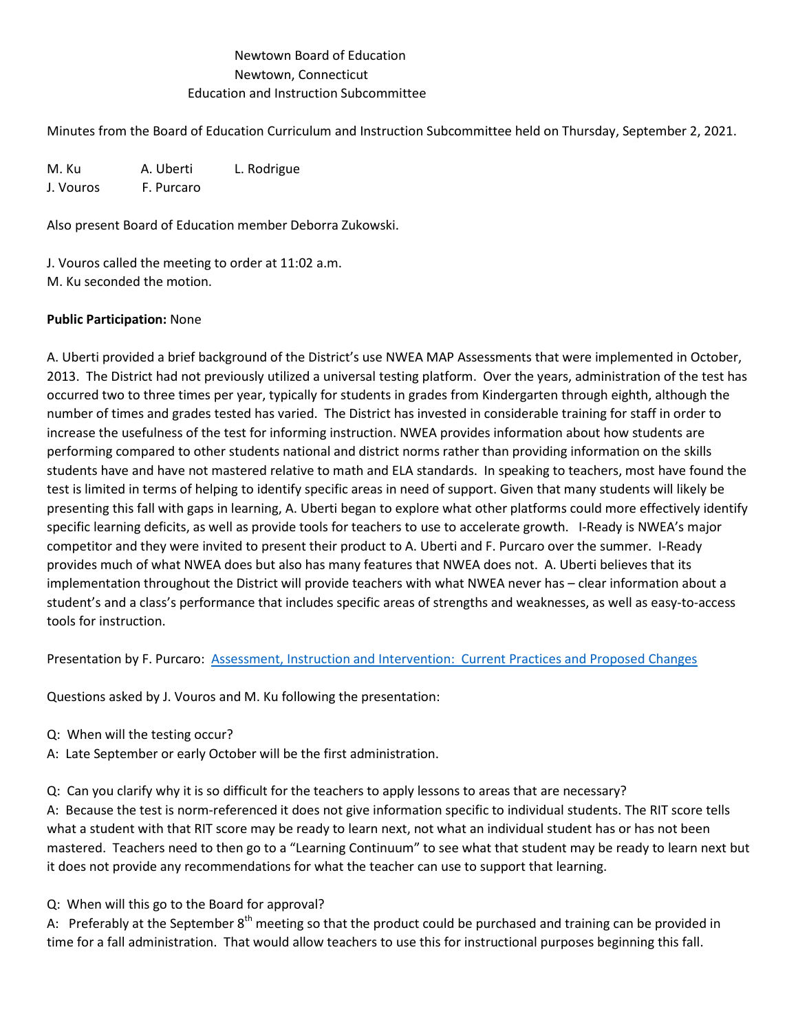Newtown Board of Education
Newtown, Connecticut
Education and Instruction Subcommittee

Minutes from the Board of Education Curriculum and Instruction Subcommittee held on Thursday, September 2, 2021.

M. Ku A. Uberti L. Rodrigue
J. Vouros F. Purcaro

Also present Board of Education member Deborra Zukowski.

J. Vouros called the meeting to order at 11:02 a.m.
M. Ku seconded the motion.

**Public Participation:** None

A. Uberti provided a brief background of the District's use NWEA MAP Assessments that were implemented in October, 2013. The District had not previously utilized a universal testing platform. Over the years, administration of the test has occurred two to three times per year, typically for students in grades from Kindergarten through eighth, although the number of times and grades tested has varied. The District has invested in considerable training for staff in order to increase the usefulness of the test for informing instruction. NWEA provides information about how students are performing compared to other students national and district norms rather than providing information on the skills students have and have not mastered relative to math and ELA standards. In speaking to teachers, most have found the test is limited in terms of helping to identify specific areas in need of support. Given that many students will likely be presenting this fall with gaps in learning, A. Uberti began to explore what other platforms could more effectively identify specific learning deficits, as well as provide tools for teachers to use to accelerate growth. I-Ready is NWEA's major competitor and they were invited to present their product to A. Uberti and F. Purcaro over the summer. I-Ready provides much of what NWEA does but also has many features that NWEA does not. A. Uberti believes that its implementation throughout the District will provide teachers with what NWEA never has – clear information about a student's and a class's performance that includes specific areas of strengths and weaknesses, as well as easy-to-access tools for instruction.

Presentation by F. Purcaro: Assessment, Instruction and Intervention: Current Practices and Proposed Changes

Questions asked by J. Vouros and M. Ku following the presentation:

Q: When will the testing occur?
A: Late September or early October will be the first administration.

Q: Can you clarify why it is so difficult for the teachers to apply lessons to areas that are necessary?
A: Because the test is norm-referenced it does not give information specific to individual students. The RIT score tells what a student with that RIT score may be ready to learn next, not what an individual student has or has not been mastered. Teachers need to then go to a "Learning Continuum" to see what that student may be ready to learn next but it does not provide any recommendations for what the teacher can use to support that learning.

Q: When will this go to the Board for approval?
A: Preferably at the September 8th meeting so that the product could be purchased and training can be provided in time for a fall administration. That would allow teachers to use this for instructional purposes beginning this fall.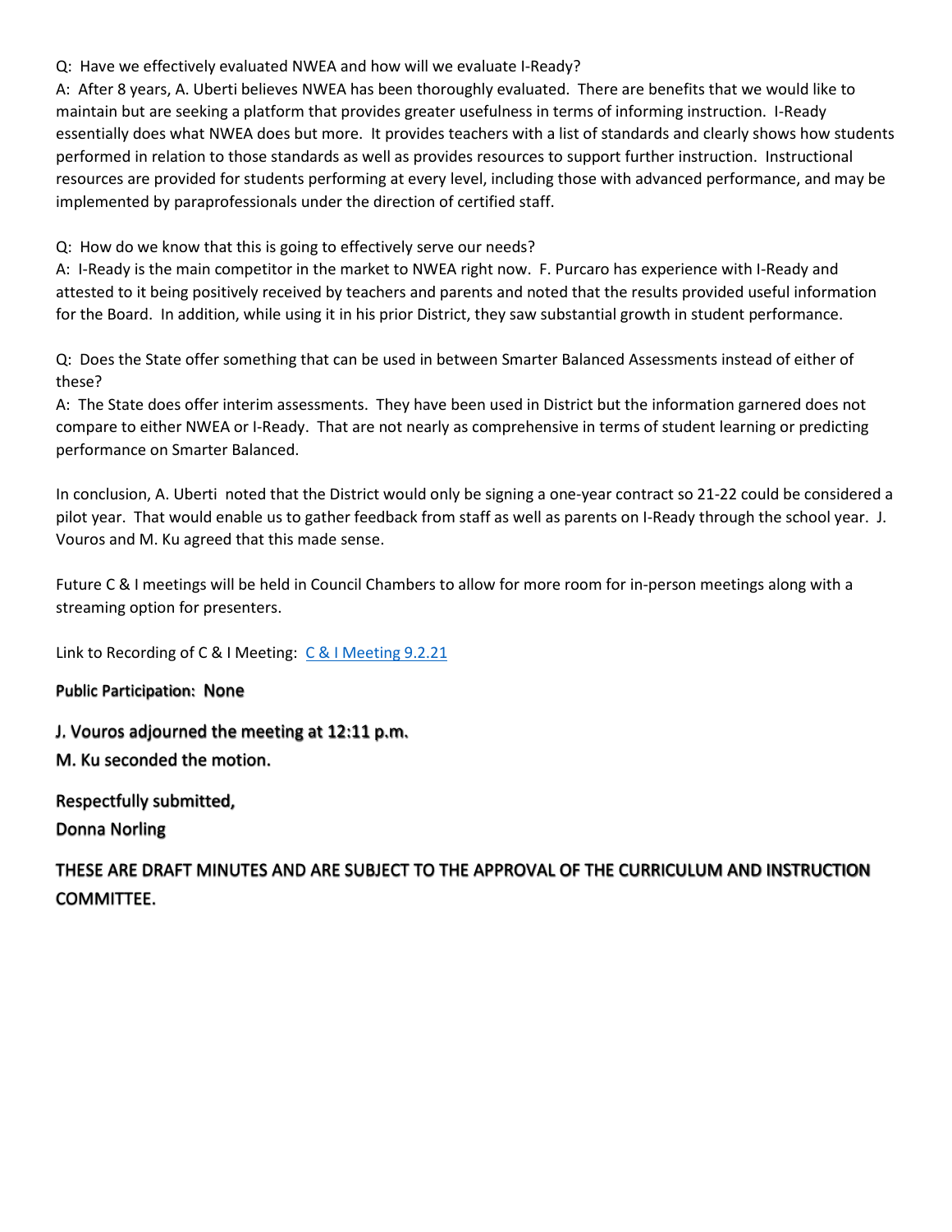Q: Have we effectively evaluated NWEA and how will we evaluate I-Ready?
A: After 8 years, A. Uberti believes NWEA has been thoroughly evaluated. There are benefits that we would like to maintain but are seeking a platform that provides greater usefulness in terms of informing instruction. I-Ready essentially does what NWEA does but more. It provides teachers with a list of standards and clearly shows how students performed in relation to those standards as well as provides resources to support further instruction. Instructional resources are provided for students performing at every level, including those with advanced performance, and may be implemented by paraprofessionals under the direction of certified staff.

Q: How do we know that this is going to effectively serve our needs?
A: I-Ready is the main competitor in the market to NWEA right now. F. Purcaro has experience with I-Ready and attested to it being positively received by teachers and parents and noted that the results provided useful information for the Board. In addition, while using it in his prior District, they saw substantial growth in student performance.

Q: Does the State offer something that can be used in between Smarter Balanced Assessments instead of either of these?
A: The State does offer interim assessments. They have been used in District but the information garnered does not compare to either NWEA or I-Ready. That are not nearly as comprehensive in terms of student learning or predicting performance on Smarter Balanced.

In conclusion, A. Uberti noted that the District would only be signing a one-year contract so 21-22 could be considered a pilot year. That would enable us to gather feedback from staff as well as parents on I-Ready through the school year. J. Vouros and M. Ku agreed that this made sense.

Future C & I meetings will be held in Council Chambers to allow for more room for in-person meetings along with a streaming option for presenters.

Link to Recording of C & I Meeting: [C & I Meeting 9.2.21]

**Public Participation: None**

**J. Vouros adjourned the meeting at 12:11 p.m.**
**M. Ku seconded the motion.**

**Respectfully submitted,**
**Donna Norling**

**THESE ARE DRAFT MINUTES AND ARE SUBJECT TO THE APPROVAL OF THE CURRICULUM AND INSTRUCTION COMMITTEE.**